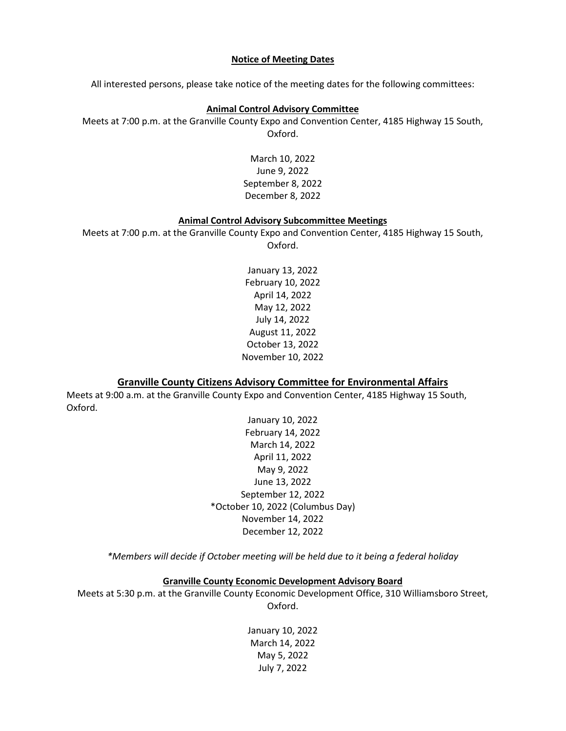# Notice of Meeting Dates

All interested persons, please take notice of the meeting dates for the following committees:

## Animal Control Advisory Committee

Meets at 7:00 p.m. at the Granville County Expo and Convention Center, 4185 Highway 15 South, Oxford.

March 10, 2022
June 9, 2022
September 8, 2022
December 8, 2022

## Animal Control Advisory Subcommittee Meetings

Meets at 7:00 p.m. at the Granville County Expo and Convention Center, 4185 Highway 15 South, Oxford.

January 13, 2022
February 10, 2022
April 14, 2022
May 12, 2022
July 14, 2022
August 11, 2022
October 13, 2022
November 10, 2022

## Granville County Citizens Advisory Committee for Environmental Affairs

Meets at 9:00 a.m. at the Granville County Expo and Convention Center, 4185 Highway 15 South, Oxford.

January 10, 2022
February 14, 2022
March 14, 2022
April 11, 2022
May 9, 2022
June 13, 2022
September 12, 2022
*October 10, 2022 (Columbus Day)
November 14, 2022
December 12, 2022

*\*Members will decide if October meeting will be held due to it being a federal holiday*

## Granville County Economic Development Advisory Board

Meets at 5:30 p.m. at the Granville County Economic Development Office, 310 Williamsboro Street, Oxford.

January 10, 2022
March 14, 2022
May 5, 2022
July 7, 2022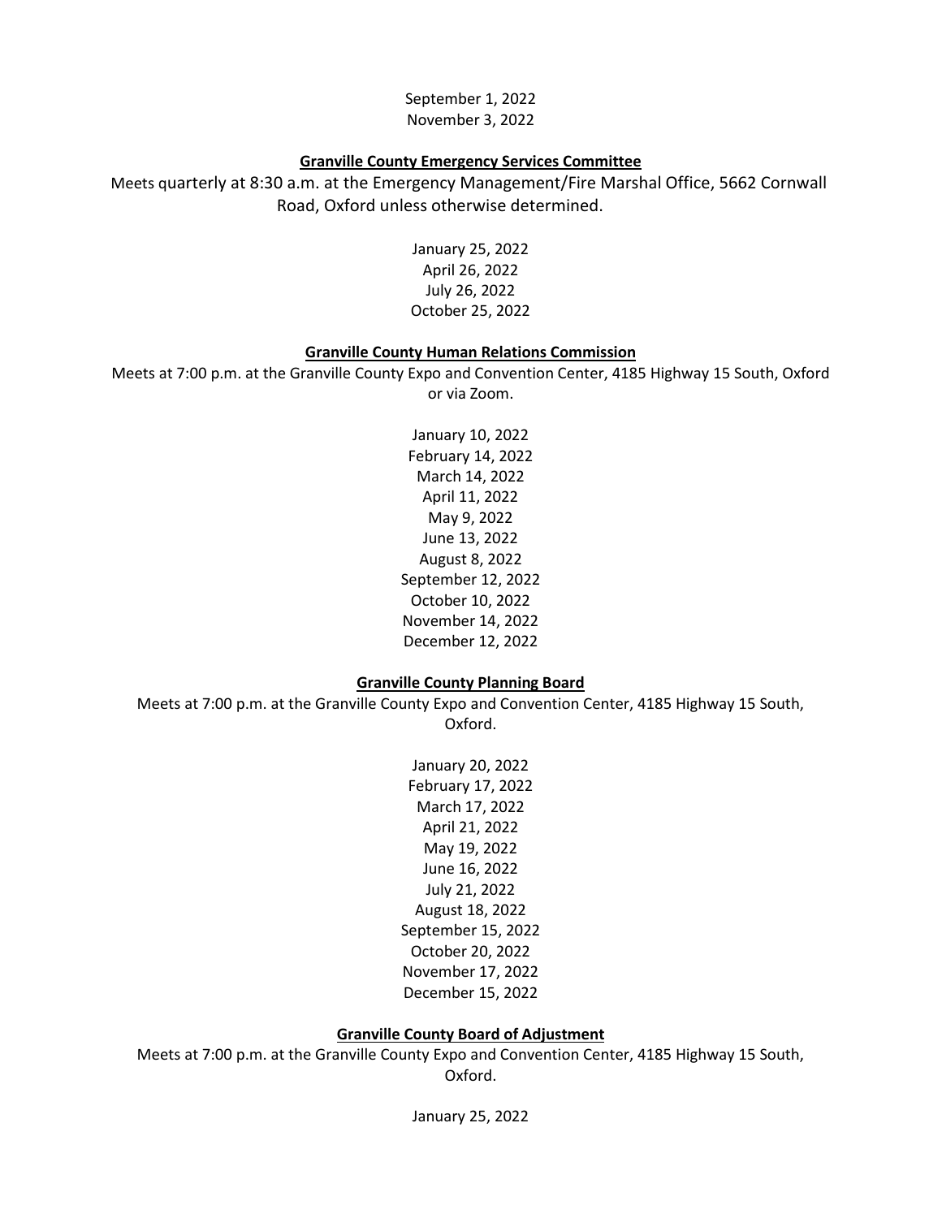September 1, 2022
November 3, 2022

**Granville County Emergency Services Committee**

Meets quarterly at 8:30 a.m. at the Emergency Management/Fire Marshal Office, 5662 Cornwall Road, Oxford unless otherwise determined.

January 25, 2022
April 26, 2022
July 26, 2022
October 25, 2022

**Granville County Human Relations Commission**

Meets at 7:00 p.m. at the Granville County Expo and Convention Center, 4185 Highway 15 South, Oxford or via Zoom.

January 10, 2022
February 14, 2022
March 14, 2022
April 11, 2022
May 9, 2022
June 13, 2022
August 8, 2022
September 12, 2022
October 10, 2022
November 14, 2022
December 12, 2022

**Granville County Planning Board**

Meets at 7:00 p.m. at the Granville County Expo and Convention Center, 4185 Highway 15 South, Oxford.

January 20, 2022
February 17, 2022
March 17, 2022
April 21, 2022
May 19, 2022
June 16, 2022
July 21, 2022
August 18, 2022
September 15, 2022
October 20, 2022
November 17, 2022
December 15, 2022

**Granville County Board of Adjustment**

Meets at 7:00 p.m. at the Granville County Expo and Convention Center, 4185 Highway 15 South, Oxford.

January 25, 2022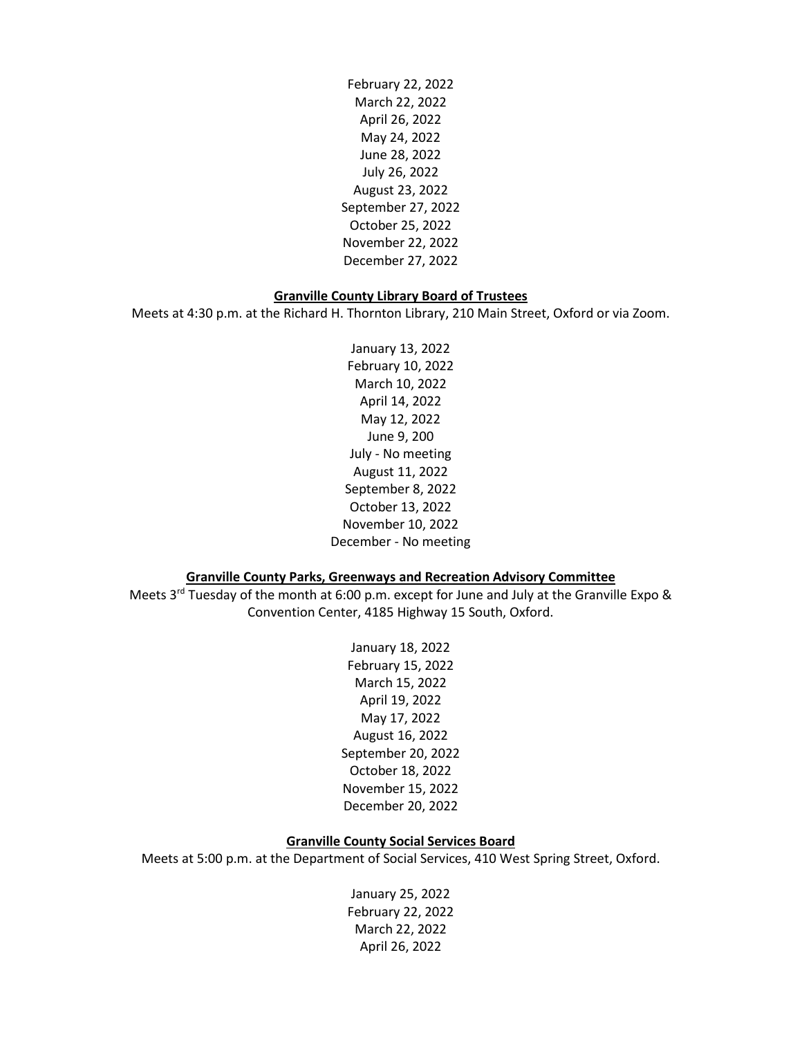February 22, 2022
March 22, 2022
April 26, 2022
May 24, 2022
June 28, 2022
July 26, 2022
August 23, 2022
September 27, 2022
October 25, 2022
November 22, 2022
December 27, 2022

**Granville County Library Board of Trustees**

Meets at 4:30 p.m. at the Richard H. Thornton Library, 210 Main Street, Oxford or via Zoom.

January 13, 2022
February 10, 2022
March 10, 2022
April 14, 2022
May 12, 2022
June 9, 200
July - No meeting
August 11, 2022
September 8, 2022
October 13, 2022
November 10, 2022
December - No meeting

**Granville County Parks, Greenways and Recreation Advisory Committee**

Meets 3rd Tuesday of the month at 6:00 p.m. except for June and July at the Granville Expo & Convention Center, 4185 Highway 15 South, Oxford.

January 18, 2022
February 15, 2022
March 15, 2022
April 19, 2022
May 17, 2022
August 16, 2022
September 20, 2022
October 18, 2022
November 15, 2022
December 20, 2022

**Granville County Social Services Board**

Meets at 5:00 p.m. at the Department of Social Services, 410 West Spring Street, Oxford.

January 25, 2022
February 22, 2022
March 22, 2022
April 26, 2022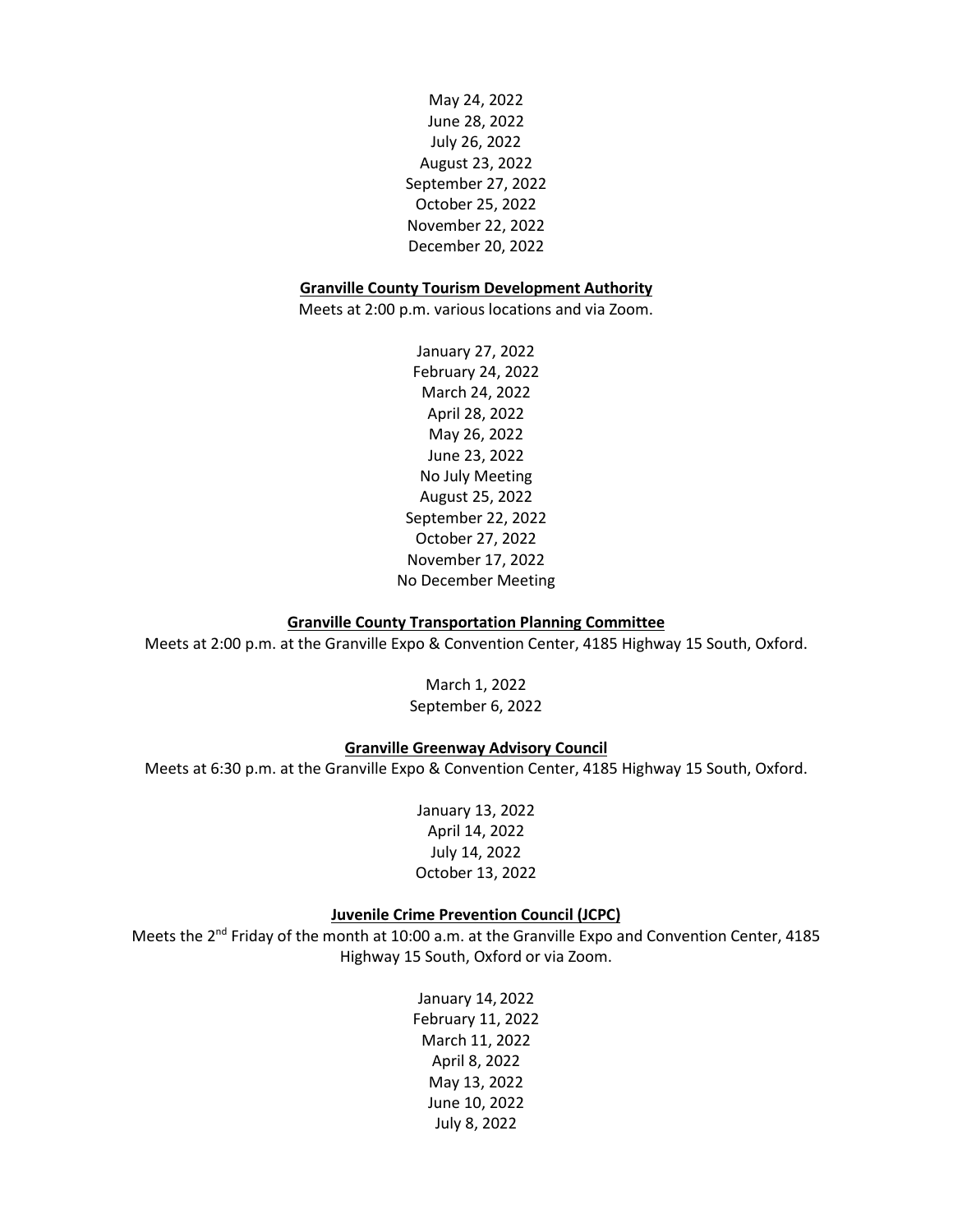May 24, 2022
June 28, 2022
July 26, 2022
August 23, 2022
September 27, 2022
October 25, 2022
November 22, 2022
December 20, 2022

**Granville County Tourism Development Authority**

Meets at 2:00 p.m. various locations and via Zoom.

January 27, 2022
February 24, 2022
March 24, 2022
April 28, 2022
May 26, 2022
June 23, 2022
No July Meeting
August 25, 2022
September 22, 2022
October 27, 2022
November 17, 2022
No December Meeting

**Granville County Transportation Planning Committee**

Meets at 2:00 p.m. at the Granville Expo & Convention Center, 4185 Highway 15 South, Oxford.

March 1, 2022
September 6, 2022

**Granville Greenway Advisory Council**

Meets at 6:30 p.m. at the Granville Expo & Convention Center, 4185 Highway 15 South, Oxford.

January 13, 2022
April 14, 2022
July 14, 2022
October 13, 2022

**Juvenile Crime Prevention Council (JCPC)**

Meets the 2nd Friday of the month at 10:00 a.m. at the Granville Expo and Convention Center, 4185 Highway 15 South, Oxford or via Zoom.

January 14, 2022
February 11, 2022
March 11, 2022
April 8, 2022
May 13, 2022
June 10, 2022
July 8, 2022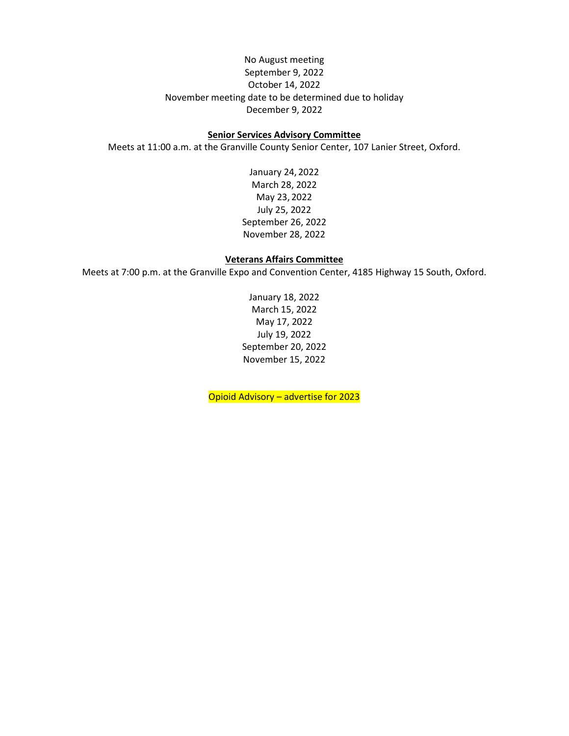No August meeting
September 9, 2022
October 14, 2022
November meeting date to be determined due to holiday
December 9, 2022

## Senior Services Advisory Committee

Meets at 11:00 a.m. at the Granville County Senior Center, 107 Lanier Street, Oxford.

January 24, 2022
March 28, 2022
May 23, 2022
July 25, 2022
September 26, 2022
November 28, 2022

## Veterans Affairs Committee

Meets at 7:00 p.m. at the Granville Expo and Convention Center, 4185 Highway 15 South, Oxford.

January 18, 2022
March 15, 2022
May 17, 2022
July 19, 2022
September 20, 2022
November 15, 2022

Opioid Advisory – advertise for 2023